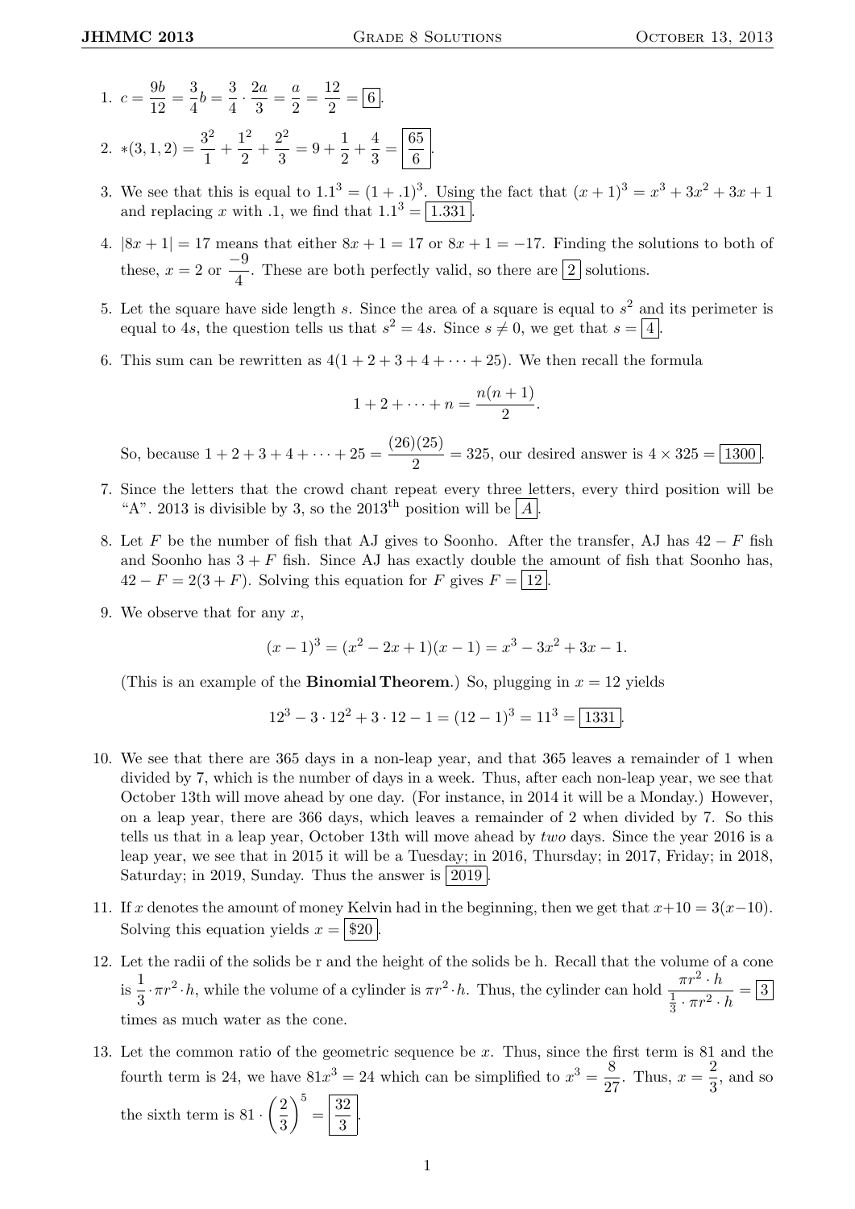1. $c = \frac{9b}{12} = \frac{3}{4}b = \frac{3}{4} \cdot \frac{2a}{3} = \frac{a}{2} = \frac{12}{2} = \boxed{6}$.

2. $*(3,1,2) = \frac{3^2}{1} + \frac{1^2}{2} + \frac{2^2}{3} = 9 + \frac{1}{2} + \frac{4}{3} = \boxed{\frac{65}{6}}$.

3. We see that this is equal to $1.1^3 = (1+.1)^3$. Using the fact that $(x+1)^3 = x^3 + 3x^2 + 3x + 1$ and replacing $x$ with .1, we find that $1.1^3 = \boxed{1.331}$.

4. $|8x+1| = 17$ means that either $8x + 1 = 17$ or $8x + 1 = -17$. Finding the solutions to both of these, $x = 2$ or $\frac{-9}{4}$. These are both perfectly valid, so there are $\boxed{2}$ solutions.

5. Let the square have side length $s$. Since the area of a square is equal to $s^2$ and its perimeter is equal to $4s$, the question tells us that $s^2 = 4s$. Since $s \neq 0$, we get that $s = \boxed{4}$.

6. This sum can be rewritten as $4(1+2+3+4+\cdots+25)$. We then recall the formula

$$1 + 2 + \cdots + n = \frac{n(n+1)}{2}.$$

So, because $1+2+3+4+\cdots+25 = \frac{(26)(25)}{2} = 325$, our desired answer is $4 \times 325 = \boxed{1300}$.

7. Since the letters that the crowd chant repeat every three letters, every third position will be "A". 2013 is divisible by 3, so the 2013$^{\text{th}}$ position will be $\boxed{A}$.

8. Let $F$ be the number of fish that AJ gives to Soonho. After the transfer, AJ has $42 - F$ fish and Soonho has $3 + F$ fish. Since AJ has exactly double the amount of fish that Soonho has, $42 - F = 2(3 + F)$. Solving this equation for $F$ gives $F = \boxed{12}$.

9. We observe that for any $x$,

$$(x-1)^3 = (x^2 - 2x + 1)(x - 1) = x^3 - 3x^2 + 3x - 1.$$

(This is an example of the **Binomial Theorem**.) So, plugging in $x = 12$ yields

$$12^3 - 3 \cdot 12^2 + 3 \cdot 12 - 1 = (12-1)^3 = 11^3 = \boxed{1331}.$$

10. We see that there are 365 days in a non-leap year, and that 365 leaves a remainder of 1 when divided by 7, which is the number of days in a week. Thus, after each non-leap year, we see that October 13th will move ahead by one day. (For instance, in 2014 it will be a Monday.) However, on a leap year, there are 366 days, which leaves a remainder of 2 when divided by 7. So this tells us that in a leap year, October 13th will move ahead by *two* days. Since the year 2016 is a leap year, we see that in 2015 it will be a Tuesday; in 2016, Thursday; in 2017, Friday; in 2018, Saturday; in 2019, Sunday. Thus the answer is $\boxed{2019}$.

11. If $x$ denotes the amount of money Kelvin had in the beginning, then we get that $x + 10 = 3(x - 10)$. Solving this equation yields $x = \boxed{\$20}$.

12. Let the radii of the solids be r and the height of the solids be h. Recall that the volume of a cone is $\frac{1}{3} \cdot \pi r^2 \cdot h$, while the volume of a cylinder is $\pi r^2 \cdot h$. Thus, the cylinder can hold $\frac{\pi r^2 \cdot h}{\frac{1}{3} \cdot \pi r^2 \cdot h} = \boxed{3}$ times as much water as the cone.

13. Let the common ratio of the geometric sequence be $x$. Thus, since the first term is 81 and the fourth term is 24, we have $81x^3 = 24$ which can be simplified to $x^3 = \frac{8}{27}$. Thus, $x = \frac{2}{3}$, and so the sixth term is $81 \cdot \left(\frac{2}{3}\right)^5 = \boxed{\frac{32}{3}}$.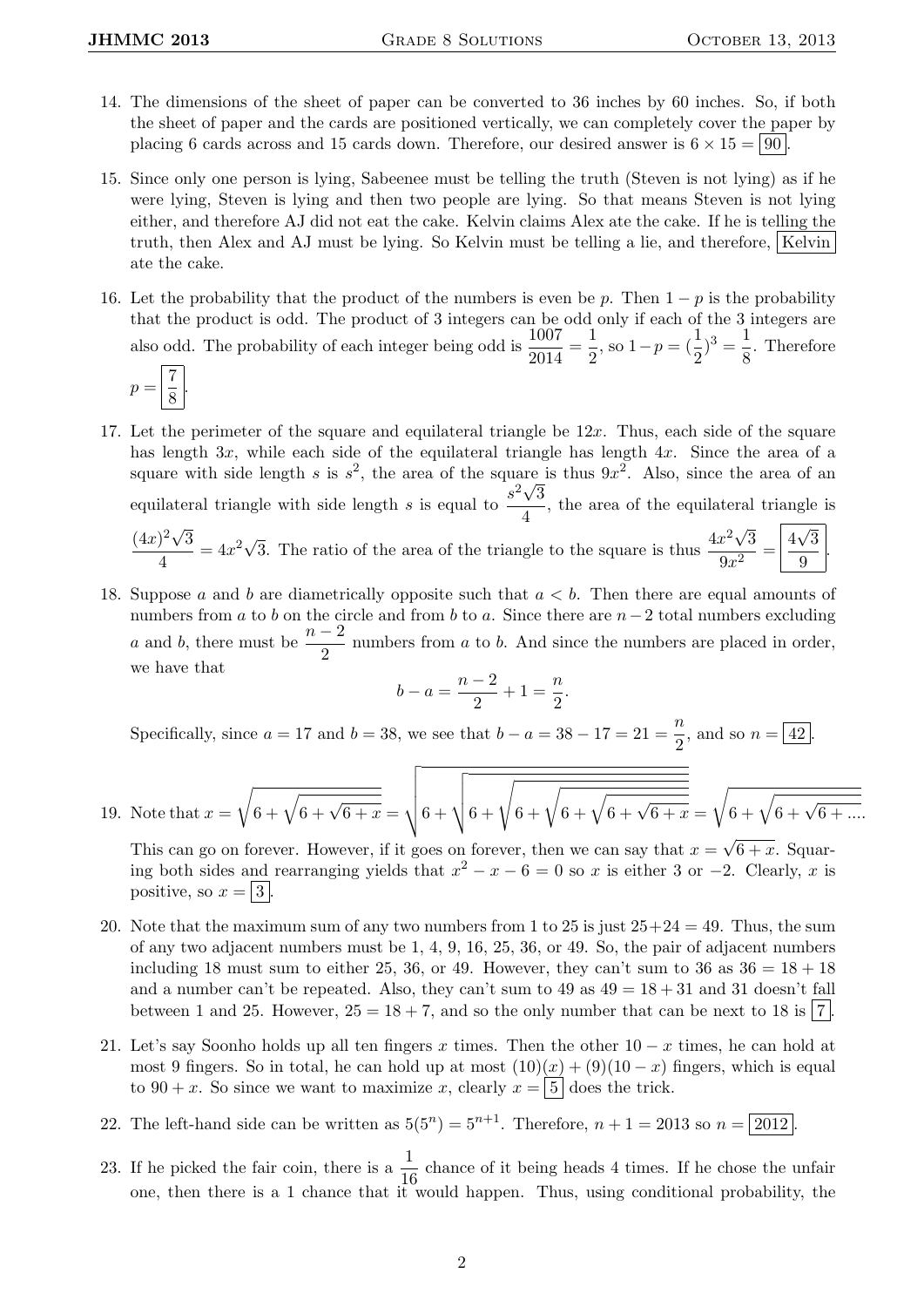14. The dimensions of the sheet of paper can be converted to 36 inches by 60 inches. So, if both the sheet of paper and the cards are positioned vertically, we can completely cover the paper by placing 6 cards across and 15 cards down. Therefore, our desired answer is $6 \times 15 = \boxed{90}$.

15. Since only one person is lying, Sabeenee must be telling the truth (Steven is not lying) as if he were lying, Steven is lying and then two people are lying. So that means Steven is not lying either, and therefore AJ did not eat the cake. Kelvin claims Alex ate the cake. If he is telling the truth, then Alex and AJ must be lying. So Kelvin must be telling a lie, and therefore, $\boxed{\text{Kelvin}}$ ate the cake.

16. Let the probability that the product of the numbers is even be $p$. Then $1 - p$ is the probability that the product is odd. The product of 3 integers can be odd only if each of the 3 integers are also odd. The probability of each integer being odd is $\frac{1007}{2014} = \frac{1}{2}$, so $1 - p = (\frac{1}{2})^3 = \frac{1}{8}$. Therefore $p = \boxed{\frac{7}{8}}$.

17. Let the perimeter of the square and equilateral triangle be $12x$. Thus, each side of the square has length $3x$, while each side of the equilateral triangle has length $4x$. Since the area of a square with side length $s$ is $s^2$, the area of the square is thus $9x^2$. Also, since the area of an equilateral triangle with side length $s$ is equal to $\frac{s^2\sqrt{3}}{4}$, the area of the equilateral triangle is $\frac{(4x)^2\sqrt{3}}{4} = 4x^2\sqrt{3}$. The ratio of the area of the triangle to the square is thus $\frac{4x^2\sqrt{3}}{9x^2} = \boxed{\frac{4\sqrt{3}}{9}}$.

18. Suppose $a$ and $b$ are diametrically opposite such that $a < b$. Then there are equal amounts of numbers from $a$ to $b$ on the circle and from $b$ to $a$. Since there are $n - 2$ total numbers excluding $a$ and $b$, there must be $\frac{n-2}{2}$ numbers from $a$ to $b$. And since the numbers are placed in order, we have that
$$b - a = \frac{n-2}{2} + 1 = \frac{n}{2}.$$
Specifically, since $a = 17$ and $b = 38$, we see that $b - a = 38 - 17 = 21 = \frac{n}{2}$, and so $n = \boxed{42}$.

19. Note that $x = \sqrt{6 + \sqrt{6 + \sqrt{6 + x}}} = \sqrt{6 + \sqrt{6 + \sqrt{6 + \sqrt{6 + \sqrt{6 + \sqrt{6 + x}}}}}} = \sqrt{6 + \sqrt{6 + \sqrt{6 + \ldots}}}$.
This can go on forever. However, if it goes on forever, then we can say that $x = \sqrt{6 + x}$. Squaring both sides and rearranging yields that $x^2 - x - 6 = 0$ so $x$ is either 3 or $-2$. Clearly, $x$ is positive, so $x = \boxed{3}$.

20. Note that the maximum sum of any two numbers from 1 to 25 is just $25 + 24 = 49$. Thus, the sum of any two adjacent numbers must be 1, 4, 9, 16, 25, 36, or 49. So, the pair of adjacent numbers including 18 must sum to either 25, 36, or 49. However, they can't sum to 36 as $36 = 18 + 18$ and a number can't be repeated. Also, they can't sum to 49 as $49 = 18 + 31$ and 31 doesn't fall between 1 and 25. However, $25 = 18 + 7$, and so the only number that can be next to 18 is $\boxed{7}$.

21. Let's say Soonho holds up all ten fingers $x$ times. Then the other $10 - x$ times, he can hold at most 9 fingers. So in total, he can hold up at most $(10)(x) + (9)(10 - x)$ fingers, which is equal to $90 + x$. So since we want to maximize $x$, clearly $x = \boxed{5}$ does the trick.

22. The left-hand side can be written as $5(5^n) = 5^{n+1}$. Therefore, $n + 1 = 2013$ so $n = \boxed{2012}$.

23. If he picked the fair coin, there is a $\frac{1}{16}$ chance of it being heads 4 times. If he chose the unfair one, then there is a 1 chance that it would happen. Thus, using conditional probability, the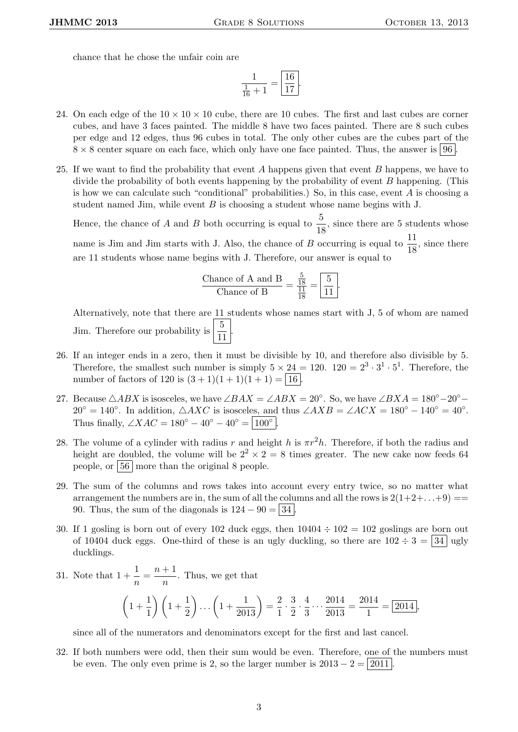chance that he chose the unfair coin are

$$\frac{1}{\frac{1}{16}+1} = \boxed{\frac{16}{17}}.$$

24. On each edge of the $10 \times 10 \times 10$ cube, there are 10 cubes. The first and last cubes are corner cubes, and have 3 faces painted. The middle 8 have two faces painted. There are 8 such cubes per edge and 12 edges, thus 96 cubes in total. The only other cubes are the cubes part of the $8 \times 8$ center square on each face, which only have one face painted. Thus, the answer is $\boxed{96}$.

25. If we want to find the probability that event $A$ happens given that event $B$ happens, we have to divide the probability of both events happening by the probability of event $B$ happening. (This is how we can calculate such "conditional" probabilities.) So, in this case, event $A$ is choosing a student named Jim, while event $B$ is choosing a student whose name begins with J.

    Hence, the chance of $A$ and $B$ both occurring is equal to $\frac{5}{18}$, since there are 5 students whose name is Jim and Jim starts with J. Also, the chance of $B$ occurring is equal to $\frac{11}{18}$, since there are 11 students whose name begins with J. Therefore, our answer is equal to

    $$\frac{\text{Chance of A and B}}{\text{Chance of B}} = \frac{\frac{5}{18}}{\frac{11}{18}} = \boxed{\frac{5}{11}}.$$

    Alternatively, note that there are 11 students whose names start with J, 5 of whom are named Jim. Therefore our probability is $\boxed{\frac{5}{11}}$.

26. If an integer ends in a zero, then it must be divisible by 10, and therefore also divisible by 5. Therefore, the smallest such number is simply $5 \times 24 = 120$. $120 = 2^3 \cdot 3^1 \cdot 5^1$. Therefore, the number of factors of 120 is $(3+1)(1+1)(1+1) = \boxed{16}$.

27. Because $\triangle ABX$ is isosceles, we have $\angle BAX = \angle ABX = 20^\circ$. So, we have $\angle BXA = 180^\circ - 20^\circ - 20^\circ = 140^\circ$. In addition, $\triangle AXC$ is isosceles, and thus $\angle AXB = \angle ACX = 180^\circ - 140^\circ = 40^\circ$. Thus finally, $\angle XAC = 180^\circ - 40^\circ - 40^\circ = \boxed{100^\circ}$.

28. The volume of a cylinder with radius $r$ and height $h$ is $\pi r^2 h$. Therefore, if both the radius and height are doubled, the volume will be $2^2 \times 2 = 8$ times greater. The new cake now feeds 64 people, or $\boxed{56}$ more than the original 8 people.

29. The sum of the columns and rows takes into account every entry twice, so no matter what arrangement the numbers are in, the sum of all the columns and all the rows is $2(1+2+\ldots+9) == 90$. Thus, the sum of the diagonals is $124 - 90 = \boxed{34}$.

30. If 1 gosling is born out of every 102 duck eggs, then $10404 \div 102 = 102$ goslings are born out of 10404 duck eggs. One-third of these is an ugly duckling, so there are $102 \div 3 = \boxed{34}$ ugly ducklings.

31. Note that $1 + \frac{1}{n} = \frac{n+1}{n}$. Thus, we get that

    $$\left(1+\frac{1}{1}\right)\left(1+\frac{1}{2}\right)\ldots\left(1+\frac{1}{2013}\right) = \frac{2}{1}\cdot\frac{3}{2}\cdot\frac{4}{3}\cdots\frac{2014}{2013} = \frac{2014}{1} = \boxed{2014},$$

    since all of the numerators and denominators except for the first and last cancel.

32. If both numbers were odd, then their sum would be even. Therefore, one of the numbers must be even. The only even prime is 2, so the larger number is $2013 - 2 = \boxed{2011}$.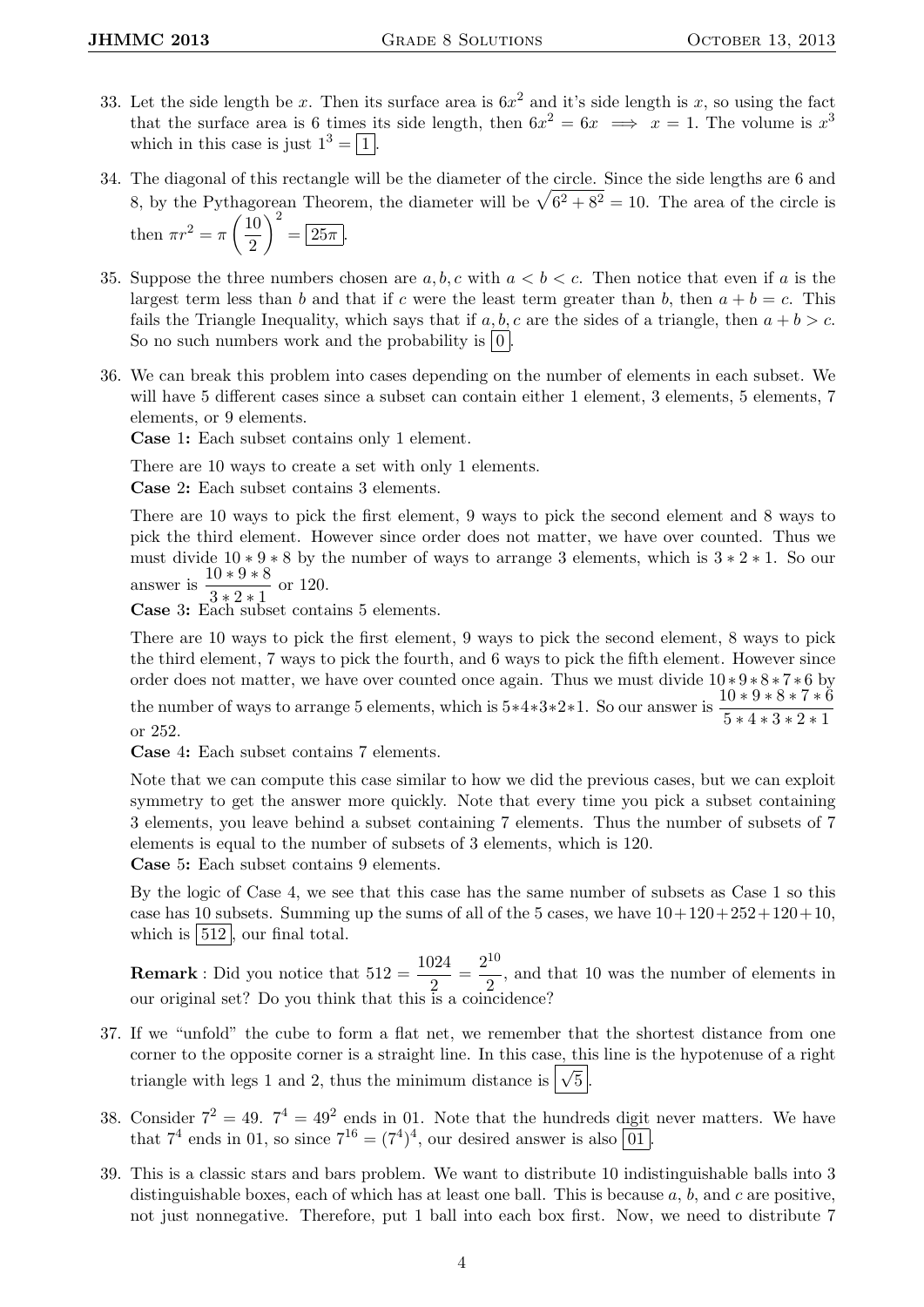33. Let the side length be $x$. Then its surface area is $6x^2$ and it's side length is $x$, so using the fact that the surface area is 6 times its side length, then $6x^2 = 6x \implies x = 1$. The volume is $x^3$ which in this case is just $1^3 = \boxed{1}$.

34. The diagonal of this rectangle will be the diameter of the circle. Since the side lengths are 6 and 8, by the Pythagorean Theorem, the diameter will be $\sqrt{6^2 + 8^2} = 10$. The area of the circle is then $\pi r^2 = \pi \left(\frac{10}{2}\right)^2 = \boxed{25\pi}$.

35. Suppose the three numbers chosen are $a, b, c$ with $a < b < c$. Then notice that even if $a$ is the largest term less than $b$ and that if $c$ were the least term greater than $b$, then $a + b = c$. This fails the Triangle Inequality, which says that if $a, b, c$ are the sides of a triangle, then $a + b > c$. So no such numbers work and the probability is $\boxed{0}$.

36. We can break this problem into cases depending on the number of elements in each subset. We will have 5 different cases since a subset can contain either 1 element, 3 elements, 5 elements, 7 elements, or 9 elements.

    **Case 1:** Each subset contains only 1 element.

    There are 10 ways to create a set with only 1 elements.

    **Case 2:** Each subset contains 3 elements.

    There are 10 ways to pick the first element, 9 ways to pick the second element and 8 ways to pick the third element. However since order does not matter, we have over counted. Thus we must divide $10 * 9 * 8$ by the number of ways to arrange 3 elements, which is $3 * 2 * 1$. So our answer is $\frac{10 * 9 * 8}{3 * 2 * 1}$ or 120.

    **Case 3:** Each subset contains 5 elements.

    There are 10 ways to pick the first element, 9 ways to pick the second element, 8 ways to pick the third element, 7 ways to pick the fourth, and 6 ways to pick the fifth element. However since order does not matter, we have over counted once again. Thus we must divide $10*9*8*7*6$ by the number of ways to arrange 5 elements, which is $5*4*3*2*1$. So our answer is $\frac{10 * 9 * 8 * 7 * 6}{5 * 4 * 3 * 2 * 1}$ or 252.

    **Case 4:** Each subset contains 7 elements.

    Note that we can compute this case similar to how we did the previous cases, but we can exploit symmetry to get the answer more quickly. Note that every time you pick a subset containing 3 elements, you leave behind a subset containing 7 elements. Thus the number of subsets of 7 elements is equal to the number of subsets of 3 elements, which is 120.

    **Case 5:** Each subset contains 9 elements.

    By the logic of Case 4, we see that this case has the same number of subsets as Case 1 so this case has 10 subsets. Summing up the sums of all of the 5 cases, we have $10+120+252+120+10$, which is $\boxed{512}$, our final total.

    **Remark** : Did you notice that $512 = \frac{1024}{2} = \frac{2^{10}}{2}$, and that 10 was the number of elements in our original set? Do you think that this is a coincidence?

37. If we "unfold" the cube to form a flat net, we remember that the shortest distance from one corner to the opposite corner is a straight line. In this case, this line is the hypotenuse of a right triangle with legs 1 and 2, thus the minimum distance is $\boxed{\sqrt{5}}$.

38. Consider $7^2 = 49$. $7^4 = 49^2$ ends in 01. Note that the hundreds digit never matters. We have that $7^4$ ends in 01, so since $7^{16} = (7^4)^4$, our desired answer is also $\boxed{01}$.

39. This is a classic stars and bars problem. We want to distribute 10 indistinguishable balls into 3 distinguishable boxes, each of which has at least one ball. This is because $a$, $b$, and $c$ are positive, not just nonnegative. Therefore, put 1 ball into each box first. Now, we need to distribute 7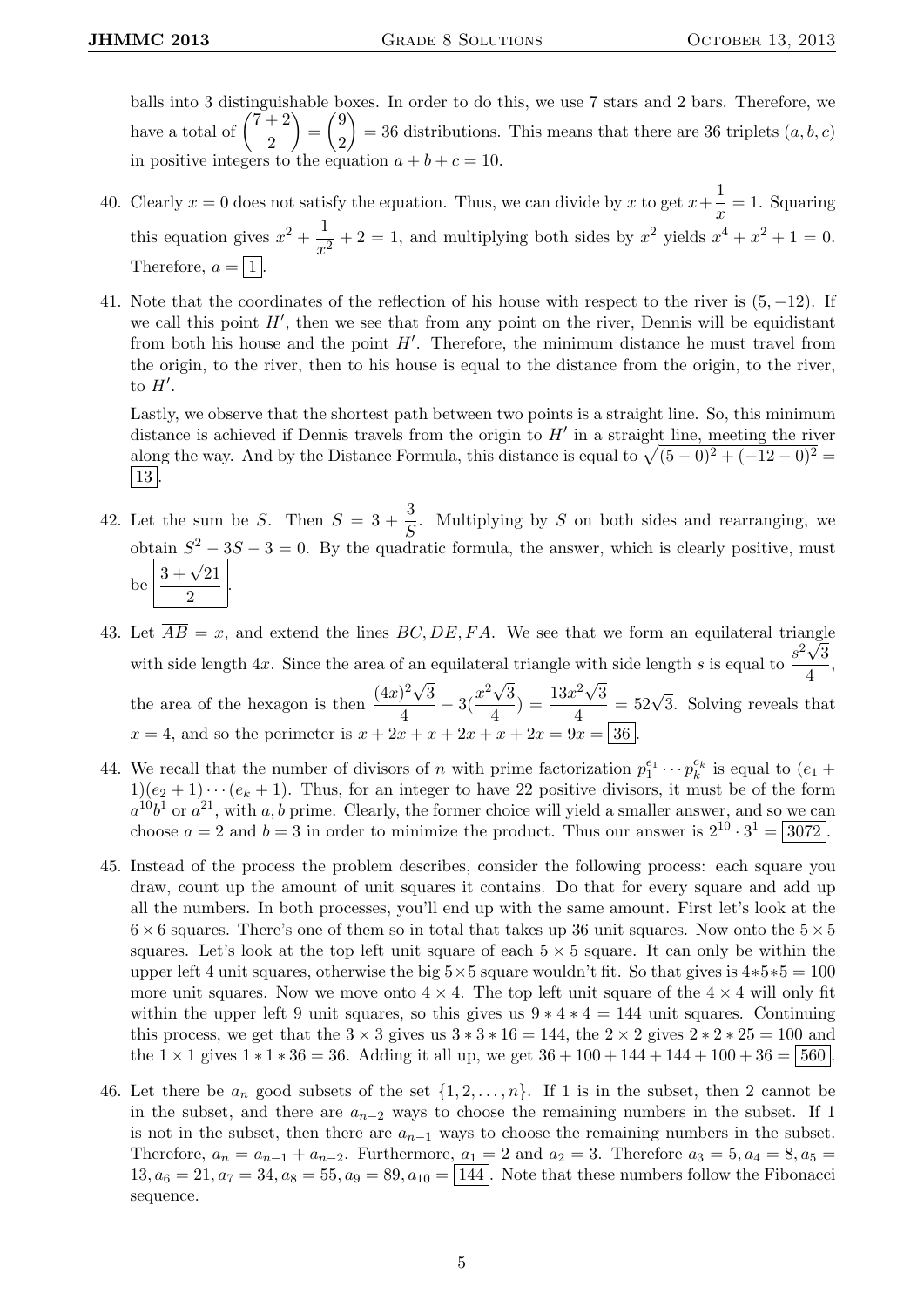balls into 3 distinguishable boxes. In order to do this, we use 7 stars and 2 bars. Therefore, we have a total of $\binom{7+2}{2} = \binom{9}{2} = 36$ distributions. This means that there are 36 triplets $(a, b, c)$ in positive integers to the equation $a + b + c = 10$.

40. Clearly $x = 0$ does not satisfy the equation. Thus, we can divide by $x$ to get $x + \frac{1}{x} = 1$. Squaring this equation gives $x^2 + \frac{1}{x^2} + 2 = 1$, and multiplying both sides by $x^2$ yields $x^4 + x^2 + 1 = 0$. Therefore, $a = \boxed{1}$.

41. Note that the coordinates of the reflection of his house with respect to the river is $(5, -12)$. If we call this point $H'$, then we see that from any point on the river, Dennis will be equidistant from both his house and the point $H'$. Therefore, the minimum distance he must travel from the origin, to the river, then to his house is equal to the distance from the origin, to the river, to $H'$.

    Lastly, we observe that the shortest path between two points is a straight line. So, this minimum distance is achieved if Dennis travels from the origin to $H'$ in a straight line, meeting the river along the way. And by the Distance Formula, this distance is equal to $\sqrt{(5-0)^2 + (-12-0)^2} = \boxed{13}$.

42. Let the sum be $S$. Then $S = 3 + \frac{3}{S}$. Multiplying by $S$ on both sides and rearranging, we obtain $S^2 - 3S - 3 = 0$. By the quadratic formula, the answer, which is clearly positive, must be $\boxed{\frac{3+\sqrt{21}}{2}}$.

43. Let $\overline{AB} = x$, and extend the lines $BC, DE, FA$. We see that we form an equilateral triangle with side length $4x$. Since the area of an equilateral triangle with side length $s$ is equal to $\frac{s^2\sqrt{3}}{4}$, the area of the hexagon is then $\frac{(4x)^2\sqrt{3}}{4} - 3(\frac{x^2\sqrt{3}}{4}) = \frac{13x^2\sqrt{3}}{4} = 52\sqrt{3}$. Solving reveals that $x = 4$, and so the perimeter is $x + 2x + x + 2x + x + 2x = 9x = \boxed{36}$.

44. We recall that the number of divisors of $n$ with prime factorization $p_1^{e_1} \cdots p_k^{e_k}$ is equal to $(e_1 + 1)(e_2 + 1) \cdots (e_k + 1)$. Thus, for an integer to have 22 positive divisors, it must be of the form $a^{10}b^1$ or $a^{21}$, with $a, b$ prime. Clearly, the former choice will yield a smaller answer, and so we can choose $a = 2$ and $b = 3$ in order to minimize the product. Thus our answer is $2^{10} \cdot 3^1 = \boxed{3072}$.

45. Instead of the process the problem describes, consider the following process: each square you draw, count up the amount of unit squares it contains. Do that for every square and add up all the numbers. In both processes, you'll end up with the same amount. First let's look at the $6 \times 6$ squares. There's one of them so in total that takes up 36 unit squares. Now onto the $5 \times 5$ squares. Let's look at the top left unit square of each $5 \times 5$ square. It can only be within the upper left 4 unit squares, otherwise the big $5 \times 5$ square wouldn't fit. So that gives is $4 * 5 * 5 = 100$ more unit squares. Now we move onto $4 \times 4$. The top left unit square of the $4 \times 4$ will only fit within the upper left 9 unit squares, so this gives us $9 * 4 * 4 = 144$ unit squares. Continuing this process, we get that the $3 \times 3$ gives us $3 * 3 * 16 = 144$, the $2 \times 2$ gives $2 * 2 * 25 = 100$ and the $1 \times 1$ gives $1 * 1 * 36 = 36$. Adding it all up, we get $36 + 100 + 144 + 144 + 100 + 36 = \boxed{560}$.

46. Let there be $a_n$ good subsets of the set $\{1, 2, \ldots, n\}$. If 1 is in the subset, then 2 cannot be in the subset, and there are $a_{n-2}$ ways to choose the remaining numbers in the subset. If 1 is not in the subset, then there are $a_{n-1}$ ways to choose the remaining numbers in the subset. Therefore, $a_n = a_{n-1} + a_{n-2}$. Furthermore, $a_1 = 2$ and $a_2 = 3$. Therefore $a_3 = 5, a_4 = 8, a_5 = 13, a_6 = 21, a_7 = 34, a_8 = 55, a_9 = 89, a_{10} = \boxed{144}$. Note that these numbers follow the Fibonacci sequence.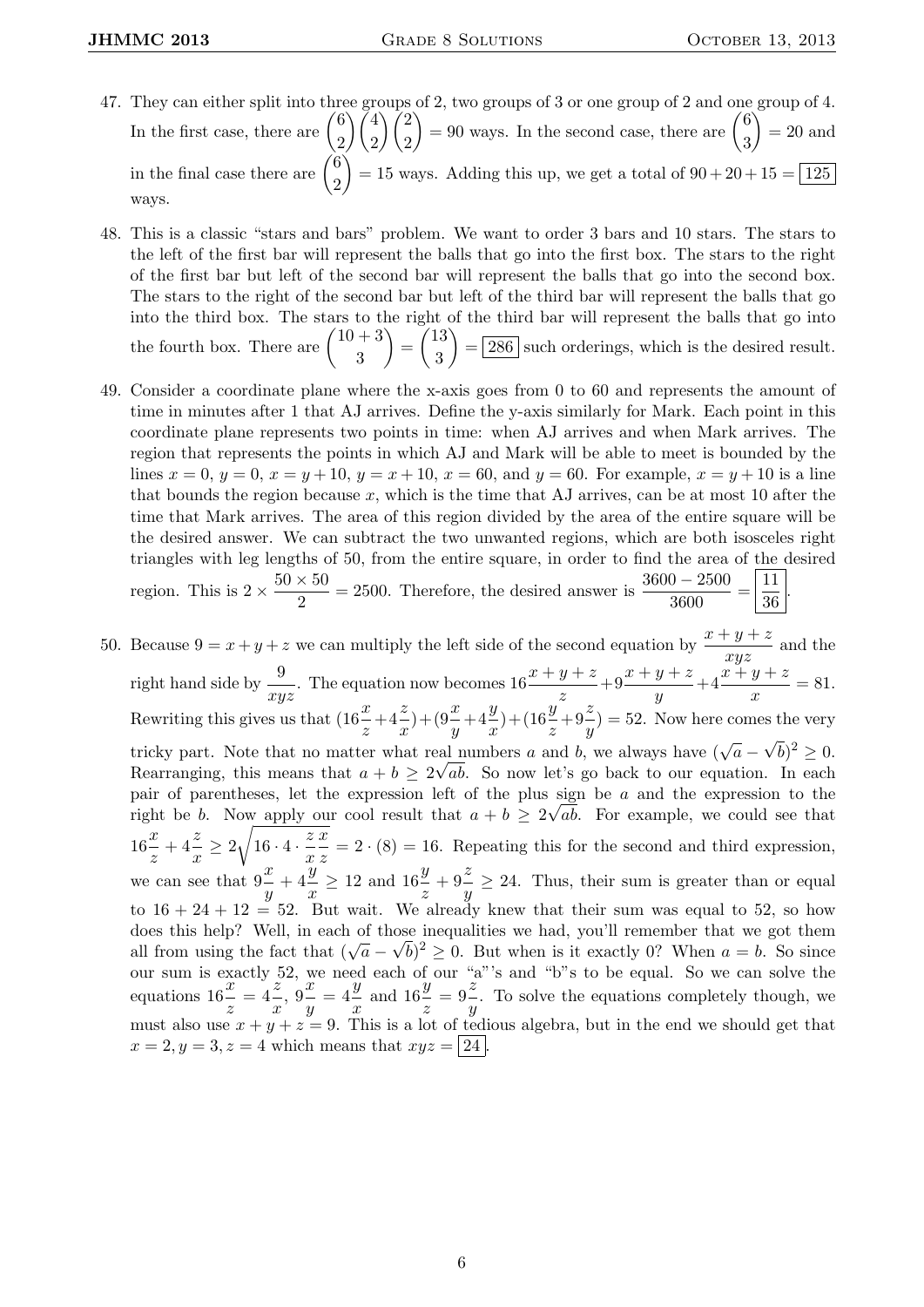47. They can either split into three groups of 2, two groups of 3 or one group of 2 and one group of 4. In the first case, there are $\binom{6}{2}\binom{4}{2}\binom{2}{2} = 90$ ways. In the second case, there are $\binom{6}{3} = 20$ and in the final case there are $\binom{6}{2} = 15$ ways. Adding this up, we get a total of $90 + 20 + 15 = \boxed{125}$ ways.

48. This is a classic "stars and bars" problem. We want to order 3 bars and 10 stars. The stars to the left of the first bar will represent the balls that go into the first box. The stars to the right of the first bar but left of the second bar will represent the balls that go into the second box. The stars to the right of the second bar but left of the third bar will represent the balls that go into the third box. The stars to the right of the third bar will represent the balls that go into the fourth box. There are $\binom{10+3}{3} = \binom{13}{3} = \boxed{286}$ such orderings, which is the desired result.

49. Consider a coordinate plane where the x-axis goes from 0 to 60 and represents the amount of time in minutes after 1 that AJ arrives. Define the y-axis similarly for Mark. Each point in this coordinate plane represents two points in time: when AJ arrives and when Mark arrives. The region that represents the points in which AJ and Mark will be able to meet is bounded by the lines $x = 0$, $y = 0$, $x = y + 10$, $y = x + 10$, $x = 60$, and $y = 60$. For example, $x = y + 10$ is a line that bounds the region because $x$, which is the time that AJ arrives, can be at most 10 after the time that Mark arrives. The area of this region divided by the area of the entire square will be the desired answer. We can subtract the two unwanted regions, which are both isosceles right triangles with leg lengths of 50, from the entire square, in order to find the area of the desired region. This is $2 \times \frac{50 \times 50}{2} = 2500$. Therefore, the desired answer is $\frac{3600 - 2500}{3600} = \boxed{\frac{11}{36}}$.

50. Because $9 = x + y + z$ we can multiply the left side of the second equation by $\frac{x+y+z}{xyz}$ and the right hand side by $\frac{9}{xyz}$. The equation now becomes $16\frac{x+y+z}{z} + 9\frac{x+y+z}{y} + 4\frac{x+y+z}{x} = 81$. Rewriting this gives us that $(16\frac{x}{z} + 4\frac{z}{x}) + (9\frac{x}{y} + 4\frac{y}{x}) + (16\frac{y}{z} + 9\frac{z}{y}) = 52$. Now here comes the very tricky part. Note that no matter what real numbers $a$ and $b$, we always have $(\sqrt{a} - \sqrt{b})^2 \geq 0$. Rearranging, this means that $a + b \geq 2\sqrt{ab}$. So now let's go back to our equation. In each pair of parentheses, let the expression left of the plus sign be $a$ and the expression to the right be $b$. Now apply our cool result that $a + b \geq 2\sqrt{ab}$. For example, we could see that $16\frac{x}{z} + 4\frac{z}{x} \geq 2\sqrt{16 \cdot 4 \cdot \frac{z}{x}\frac{x}{z}} = 2 \cdot (8) = 16$. Repeating this for the second and third expression, we can see that $9\frac{x}{y} + 4\frac{y}{x} \geq 12$ and $16\frac{y}{z} + 9\frac{z}{y} \geq 24$. Thus, their sum is greater than or equal to $16 + 24 + 12 = 52$. But wait. We already knew that their sum was equal to 52, so how does this help? Well, in each of those inequalities we had, you'll remember that we got them all from using the fact that $(\sqrt{a} - \sqrt{b})^2 \geq 0$. But when is it exactly 0? When $a = b$. So since our sum is exactly 52, we need each of our "a"'s and "b"s to be equal. So we can solve the equations $16\frac{x}{z} = 4\frac{z}{x}$, $9\frac{x}{y} = 4\frac{y}{x}$ and $16\frac{y}{z} = 9\frac{z}{y}$. To solve the equations completely though, we must also use $x + y + z = 9$. This is a lot of tedious algebra, but in the end we should get that $x = 2, y = 3, z = 4$ which means that $xyz = \boxed{24}$.